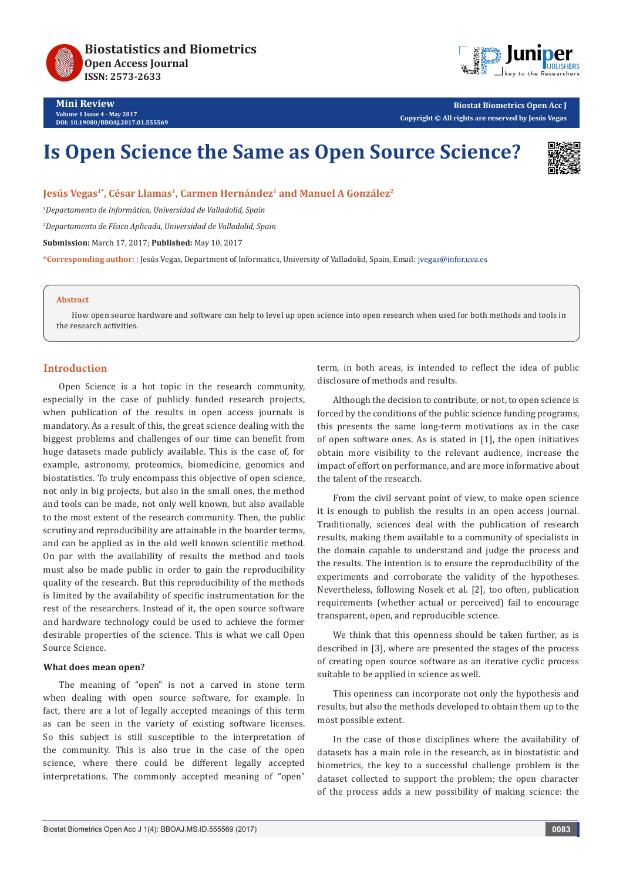Mini Review

Volume 1 Issue 4 - May 2017
DOI: 10.19080/BBOAJ.2017.01.555569

Biostat Biometrics Open Acc J
Copyright © All rights are reserved by Jesús Vegas

# Is Open Science the Same as Open Source Science?

**Jesús Vegas[1*], César Llamas[1], Carmen Hernández[1] and Manuel A González[2]**

*[1]Departamento de Informática, Universidad de Valladolid, Spain*

*[2]Departamento de Física Aplicada, Universidad de Valladolid, Spain*

**Submission:** March 17, 2017; **Published:** May 10, 2017

***Corresponding author:** : Jesús Vegas, Department of Informatics, University of Valladolid, Spain, Email: jvegas@infor.uva.es

**Abstract**

How open source hardware and software can help to level up open science into open research when used for both methods and tools in the research activities.

## Introduction

Open Science is a hot topic in the research community, especially in the case of publicly funded research projects, when publication of the results in open access journals is mandatory. As a result of this, the great science dealing with the biggest problems and challenges of our time can benefit from huge datasets made publicly available. This is the case of, for example, astronomy, proteomics, biomedicine, genomics and biostatistics. To truly encompass this objective of open science, not only in big projects, but also in the small ones, the method and tools can be made, not only well known, but also available to the most extent of the research community. Then, the public scrutiny and reproducibility are attainable in the boarder terms, and can be applied as in the old well known scientific method. On par with the availability of results the method and tools must also be made public in order to gain the reproducibility quality of the research. But this reproducibility of the methods is limited by the availability of specific instrumentation for the rest of the researchers. Instead of it, the open source software and hardware technology could be used to achieve the former desirable properties of the science. This is what we call Open Source Science.

### What does mean open?

The meaning of "open" is not a carved in stone term when dealing with open source software, for example. In fact, there are a lot of legally accepted meanings of this term as can be seen in the variety of existing software licenses. So this subject is still susceptible to the interpretation of the community. This is also true in the case of the open science, where there could be different legally accepted interpretations. The commonly accepted meaning of "open" term, in both areas, is intended to reflect the idea of public disclosure of methods and results.

Although the decision to contribute, or not, to open science is forced by the conditions of the public science funding programs, this presents the same long-term motivations as in the case of open software ones. As is stated in [1], the open initiatives obtain more visibility to the relevant audience, increase the impact of effort on performance, and are more informative about the talent of the research.

From the civil servant point of view, to make open science it is enough to publish the results in an open access journal. Traditionally, sciences deal with the publication of research results, making them available to a community of specialists in the domain capable to understand and judge the process and the results. The intention is to ensure the reproducibility of the experiments and corroborate the validity of the hypotheses. Nevertheless, following Nosek et al. [2], too often, publication requirements (whether actual or perceived) fail to encourage transparent, open, and reproducible science.

We think that this openness should be taken further, as is described in [3], where are presented the stages of the process of creating open source software as an iterative cyclic process suitable to be applied in science as well.

This openness can incorporate not only the hypothesis and results, but also the methods developed to obtain them up to the most possible extent.

In the case of those disciplines where the availability of datasets has a main role in the research, as in biostatistic and biometrics, the key to a successful challenge problem is the dataset collected to support the problem; the open character of the process adds a new possibility of making science: the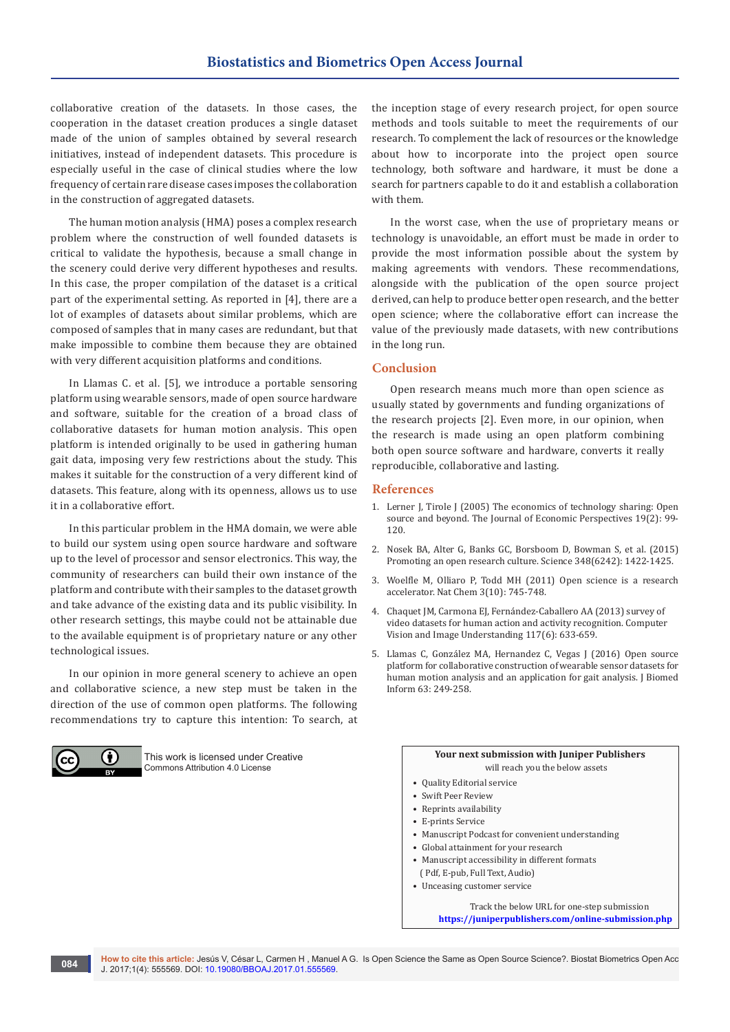collaborative creation of the datasets. In those cases, the cooperation in the dataset creation produces a single dataset made of the union of samples obtained by several research initiatives, instead of independent datasets. This procedure is especially useful in the case of clinical studies where the low frequency of certain rare disease cases imposes the collaboration in the construction of aggregated datasets.

The human motion analysis (HMA) poses a complex research problem where the construction of well founded datasets is critical to validate the hypothesis, because a small change in the scenery could derive very different hypotheses and results. In this case, the proper compilation of the dataset is a critical part of the experimental setting. As reported in [4], there are a lot of examples of datasets about similar problems, which are composed of samples that in many cases are redundant, but that make impossible to combine them because they are obtained with very different acquisition platforms and conditions.

In Llamas C. et al. [5], we introduce a portable sensoring platform using wearable sensors, made of open source hardware and software, suitable for the creation of a broad class of collaborative datasets for human motion analysis. This open platform is intended originally to be used in gathering human gait data, imposing very few restrictions about the study. This makes it suitable for the construction of a very different kind of datasets. This feature, along with its openness, allows us to use it in a collaborative effort.

In this particular problem in the HMA domain, we were able to build our system using open source hardware and software up to the level of processor and sensor electronics. This way, the community of researchers can build their own instance of the platform and contribute with their samples to the dataset growth and take advance of the existing data and its public visibility. In other research settings, this maybe could not be attainable due to the available equipment is of proprietary nature or any other technological issues.

In our opinion in more general scenery to achieve an open and collaborative science, a new step must be taken in the direction of the use of common open platforms. The following recommendations try to capture this intention: To search, at the inception stage of every research project, for open source methods and tools suitable to meet the requirements of our research. To complement the lack of resources or the knowledge about how to incorporate into the project open source technology, both software and hardware, it must be done a search for partners capable to do it and establish a collaboration with them.

In the worst case, when the use of proprietary means or technology is unavoidable, an effort must be made in order to provide the most information possible about the system by making agreements with vendors. These recommendations, alongside with the publication of the open source project derived, can help to produce better open research, and the better open science; where the collaborative effort can increase the value of the previously made datasets, with new contributions in the long run.

## Conclusion

Open research means much more than open science as usually stated by governments and funding organizations of the research projects [2]. Even more, in our opinion, when the research is made using an open platform combining both open source software and hardware, converts it really reproducible, collaborative and lasting.

## References

1. Lerner J, Tirole J (2005) The economics of technology sharing: Open source and beyond. The Journal of Economic Perspectives 19(2): 99-120.
2. Nosek BA, Alter G, Banks GC, Borsboom D, Bowman S, et al. (2015) Promoting an open research culture. Science 348(6242): 1422-1425.
3. Woelfle M, Olliaro P, Todd MH (2011) Open science is a research accelerator. Nat Chem 3(10): 745-748.
4. Chaquet JM, Carmona EJ, Fernández-Caballero AA (2013) survey of video datasets for human action and activity recognition. Computer Vision and Image Understanding 117(6): 633-659.
5. Llamas C, González MA, Hernandez C, Vegas J (2016) Open source platform for collaborative construction of wearable sensor datasets for human motion analysis and an application for gait analysis. J Biomed Inform 63: 249-258.

This work is licensed under Creative Commons Attribution 4.0 License

**Your next submission with Juniper Publishers**
will reach you the below assets

- Quality Editorial service
- Swift Peer Review
- Reprints availability
- E-prints Service
- Manuscript Podcast for convenient understanding
- Global attainment for your research
- Manuscript accessibility in different formats
  ( Pdf, E-pub, Full Text, Audio)
- Unceasing customer service

Track the below URL for one-step submission
**https://juniperpublishers.com/online-submission.php**

**How to cite this article:** Jesús V, César L, Carmen H , Manuel A G. Is Open Science the Same as Open Source Science?. Biostat Biometrics Open Acc J. 2017;1(4): 555569. DOI: 10.19080/BBOAJ.2017.01.555569.